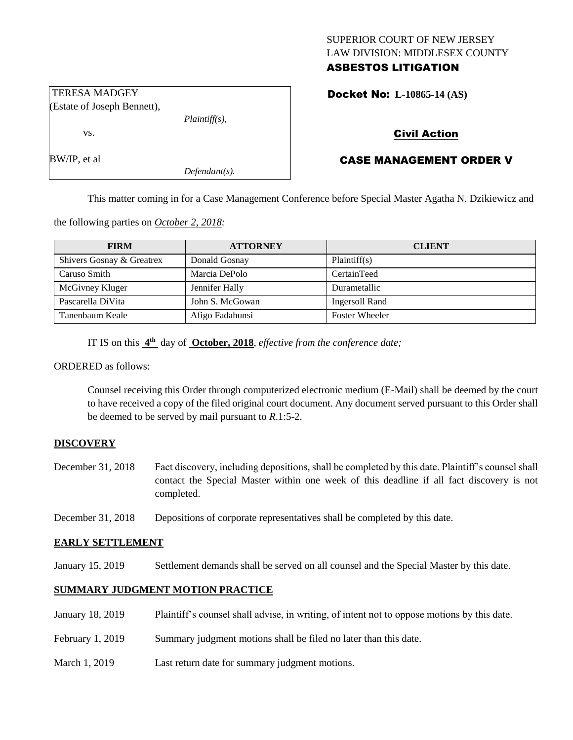SUPERIOR COURT OF NEW JERSEY
LAW DIVISION: MIDDLESEX COUNTY
**ASBESTOS LITIGATION**

TERESA MADGEY
(Estate of Joseph Bennett),
*Plaintiff(s),*
vs.

BW/IP, et al
*Defendant(s).*

**Docket No: L-10865-14 (AS)**

**Civil Action**

**CASE MANAGEMENT ORDER V**

This matter coming in for a Case Management Conference before Special Master Agatha N. Dzikiewicz and the following parties on *October 2, 2018:*

| FIRM | ATTORNEY | CLIENT |
|---|---|---|
| Shivers Gosnay & Greatrex | Donald Gosnay | Plaintiff(s) |
| Caruso Smith | Marcia DePolo | CertainTeed |
| McGivney Kluger | Jennifer Hally | Durametallic |
| Pascarella DiVita | John S. McGowan | Ingersoll Rand |
| Tanenbaum Keale | Afigo Fadahunsi | Foster Wheeler |

IT IS on this **4th** day of **October, 2018**, *effective from the conference date;*

ORDERED as follows:

Counsel receiving this Order through computerized electronic medium (E-Mail) shall be deemed by the court to have received a copy of the filed original court document. Any document served pursuant to this Order shall be deemed to be served by mail pursuant to *R*.1:5-2.

## DISCOVERY

December 31, 2018 — Fact discovery, including depositions, shall be completed by this date. Plaintiff's counsel shall contact the Special Master within one week of this deadline if all fact discovery is not completed.

December 31, 2018 — Depositions of corporate representatives shall be completed by this date.

## EARLY SETTLEMENT

January 15, 2019 — Settlement demands shall be served on all counsel and the Special Master by this date.

## SUMMARY JUDGMENT MOTION PRACTICE

January 18, 2019 — Plaintiff's counsel shall advise, in writing, of intent not to oppose motions by this date.

February 1, 2019 — Summary judgment motions shall be filed no later than this date.

March 1, 2019 — Last return date for summary judgment motions.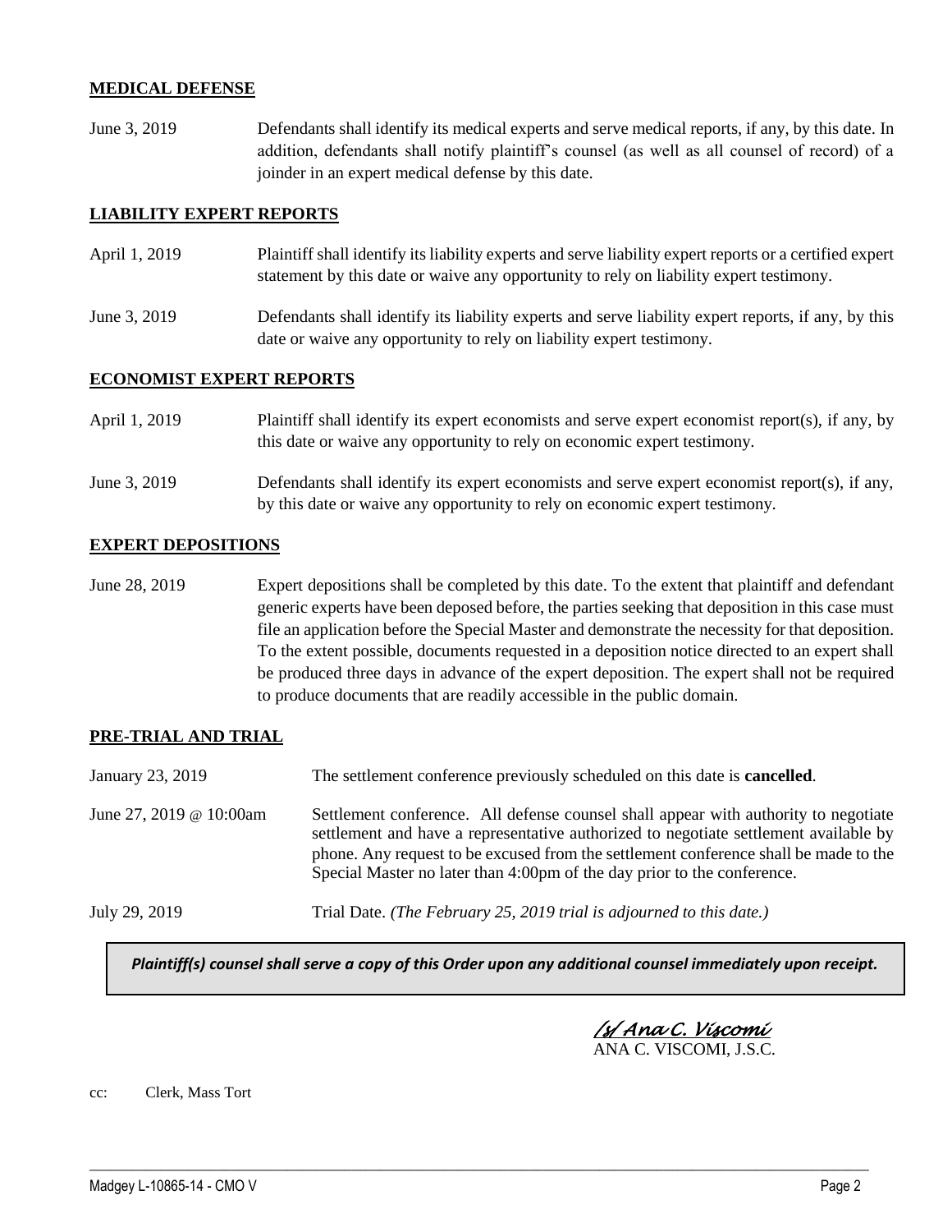**MEDICAL DEFENSE**

| | |
|---|---|
| June 3, 2019 | Defendants shall identify its medical experts and serve medical reports, if any, by this date. In addition, defendants shall notify plaintiff's counsel (as well as all counsel of record) of a joinder in an expert medical defense by this date. |

**LIABILITY EXPERT REPORTS**

| | |
|---|---|
| April 1, 2019 | Plaintiff shall identify its liability experts and serve liability expert reports or a certified expert statement by this date or waive any opportunity to rely on liability expert testimony. |
| June 3, 2019 | Defendants shall identify its liability experts and serve liability expert reports, if any, by this date or waive any opportunity to rely on liability expert testimony. |

**ECONOMIST EXPERT REPORTS**

| | |
|---|---|
| April 1, 2019 | Plaintiff shall identify its expert economists and serve expert economist report(s), if any, by this date or waive any opportunity to rely on economic expert testimony. |
| June 3, 2019 | Defendants shall identify its expert economists and serve expert economist report(s), if any, by this date or waive any opportunity to rely on economic expert testimony. |

**EXPERT DEPOSITIONS**

| | |
|---|---|
| June 28, 2019 | Expert depositions shall be completed by this date. To the extent that plaintiff and defendant generic experts have been deposed before, the parties seeking that deposition in this case must file an application before the Special Master and demonstrate the necessity for that deposition. To the extent possible, documents requested in a deposition notice directed to an expert shall be produced three days in advance of the expert deposition. The expert shall not be required to produce documents that are readily accessible in the public domain. |

**PRE-TRIAL AND TRIAL**

| | |
|---|---|
| January 23, 2019 | The settlement conference previously scheduled on this date is **cancelled**. |
| June 27, 2019 @ 10:00am | Settlement conference. All defense counsel shall appear with authority to negotiate settlement and have a representative authorized to negotiate settlement available by phone. Any request to be excused from the settlement conference shall be made to the Special Master no later than 4:00pm of the day prior to the conference. |
| July 29, 2019 | Trial Date. *(The February 25, 2019 trial is adjourned to this date.)* |

***Plaintiff(s) counsel shall serve a copy of this Order upon any additional counsel immediately upon receipt.***

*/s/ Ana C. Viscomi*
ANA C. VISCOMI, J.S.C.

cc: Clerk, Mass Tort

Madgey L-10865-14 - CMO V